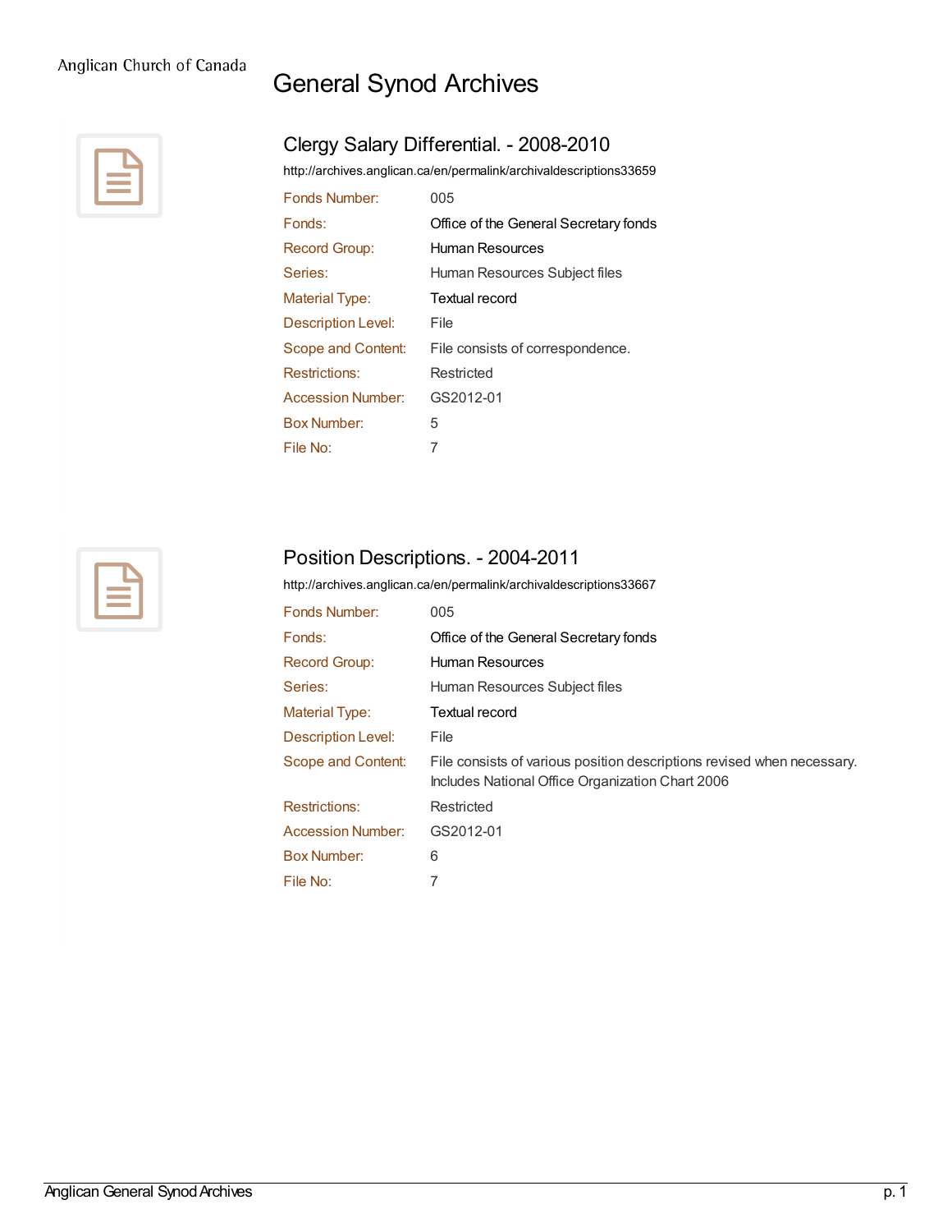Anglican Church of Canada

# General Synod Archives

## Clergy Salary Differential. - 2008-2010

http://archives.anglican.ca/en/permalink/archivaldescriptions33659

| | |
|---|---|
| Fonds Number: | 005 |
| Fonds: | Office of the General Secretary fonds |
| Record Group: | Human Resources |
| Series: | Human Resources Subject files |
| Material Type: | Textual record |
| Description Level: | File |
| Scope and Content: | File consists of correspondence. |
| Restrictions: | Restricted |
| Accession Number: | GS2012-01 |
| Box Number: | 5 |
| File No: | 7 |

## Position Descriptions. - 2004-2011

http://archives.anglican.ca/en/permalink/archivaldescriptions33667

| | |
|---|---|
| Fonds Number: | 005 |
| Fonds: | Office of the General Secretary fonds |
| Record Group: | Human Resources |
| Series: | Human Resources Subject files |
| Material Type: | Textual record |
| Description Level: | File |
| Scope and Content: | File consists of various position descriptions revised when necessary. Includes National Office Organization Chart 2006 |
| Restrictions: | Restricted |
| Accession Number: | GS2012-01 |
| Box Number: | 6 |
| File No: | 7 |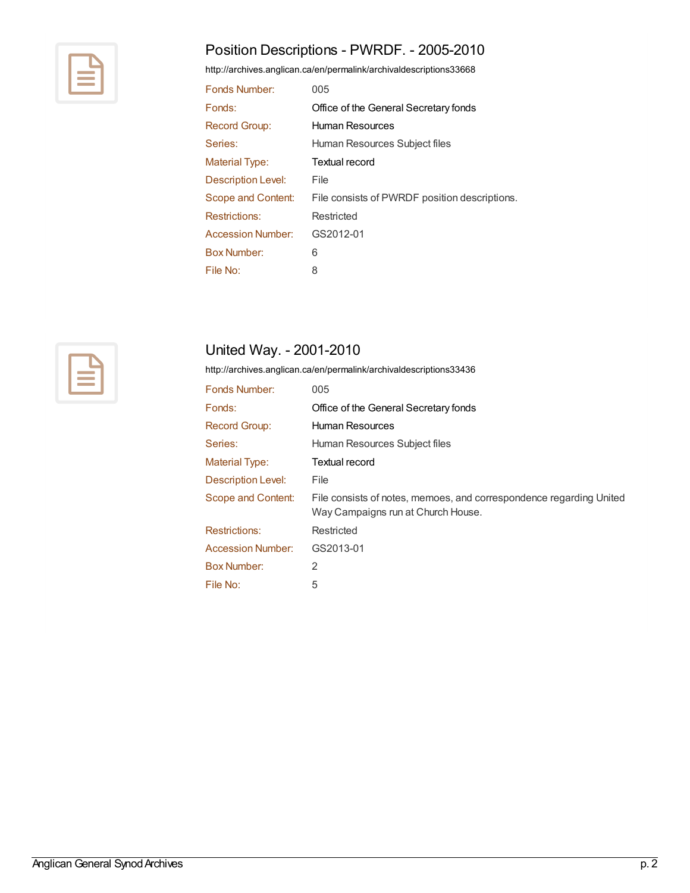## Position Descriptions - PWRDF. - 2005-2010

http://archives.anglican.ca/en/permalink/archivaldescriptions33668

| | |
|---|---|
| Fonds Number: | 005 |
| Fonds: | Office of the General Secretary fonds |
| Record Group: | Human Resources |
| Series: | Human Resources Subject files |
| Material Type: | Textual record |
| Description Level: | File |
| Scope and Content: | File consists of PWRDF position descriptions. |
| Restrictions: | Restricted |
| Accession Number: | GS2012-01 |
| Box Number: | 6 |
| File No: | 8 |

## United Way. - 2001-2010

http://archives.anglican.ca/en/permalink/archivaldescriptions33436

| | |
|---|---|
| Fonds Number: | 005 |
| Fonds: | Office of the General Secretary fonds |
| Record Group: | Human Resources |
| Series: | Human Resources Subject files |
| Material Type: | Textual record |
| Description Level: | File |
| Scope and Content: | File consists of notes, memoes, and correspondence regarding United Way Campaigns run at Church House. |
| Restrictions: | Restricted |
| Accession Number: | GS2013-01 |
| Box Number: | 2 |
| File No: | 5 |